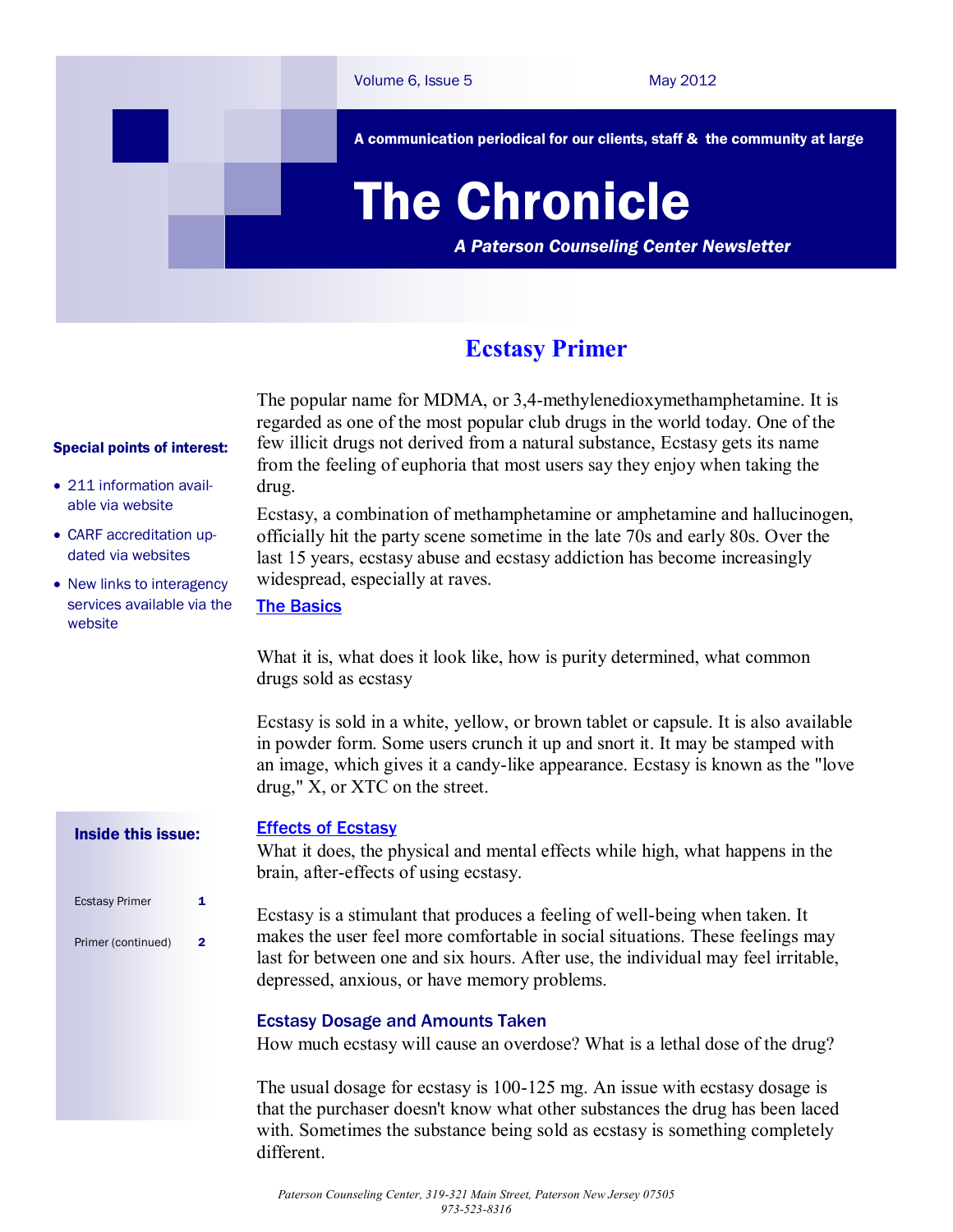# The Chronicle

A communication periodical for our clients, staff & the community at large

*A Paterson Counseling Center Newsletter*

Volume 6, Issue 5 — May 2012

**Special points of interest:**

- 211 information available via website
- CARF accreditation updated via websites
- New links to interagency services available via the website

**Inside this issue:**

| | |
|---|---|
| Ecstasy Primer | 1 |
| Primer (continued) | 2 |

## Ecstasy Primer

The popular name for MDMA, or 3,4-methylenedioxymethamphetamine. It is regarded as one of the most popular club drugs in the world today. One of the few illicit drugs not derived from a natural substance, Ecstasy gets its name from the feeling of euphoria that most users say they enjoy when taking the drug.

Ecstasy, a combination of methamphetamine or amphetamine and hallucinogen, officially hit the party scene sometime in the late 70s and early 80s. Over the last 15 years, ecstasy abuse and ecstasy addiction has become increasingly widespread, especially at raves.

### The Basics

What it is, what does it look like, how is purity determined, what common drugs sold as ecstasy

Ecstasy is sold in a white, yellow, or brown tablet or capsule. It is also available in powder form. Some users crunch it up and snort it. It may be stamped with an image, which gives it a candy-like appearance. Ecstasy is known as the "love drug," X, or XTC on the street.

### Effects of Ecstasy

What it does, the physical and mental effects while high, what happens in the brain, after-effects of using ecstasy.

Ecstasy is a stimulant that produces a feeling of well-being when taken. It makes the user feel more comfortable in social situations. These feelings may last for between one and six hours. After use, the individual may feel irritable, depressed, anxious, or have memory problems.

### Ecstasy Dosage and Amounts Taken

How much ecstasy will cause an overdose? What is a lethal dose of the drug?

The usual dosage for ecstasy is 100-125 mg. An issue with ecstasy dosage is that the purchaser doesn't know what other substances the drug has been laced with. Sometimes the substance being sold as ecstasy is something completely different.

*Paterson Counseling Center, 319-321 Main Street, Paterson New Jersey 07505*
*973-523-8316*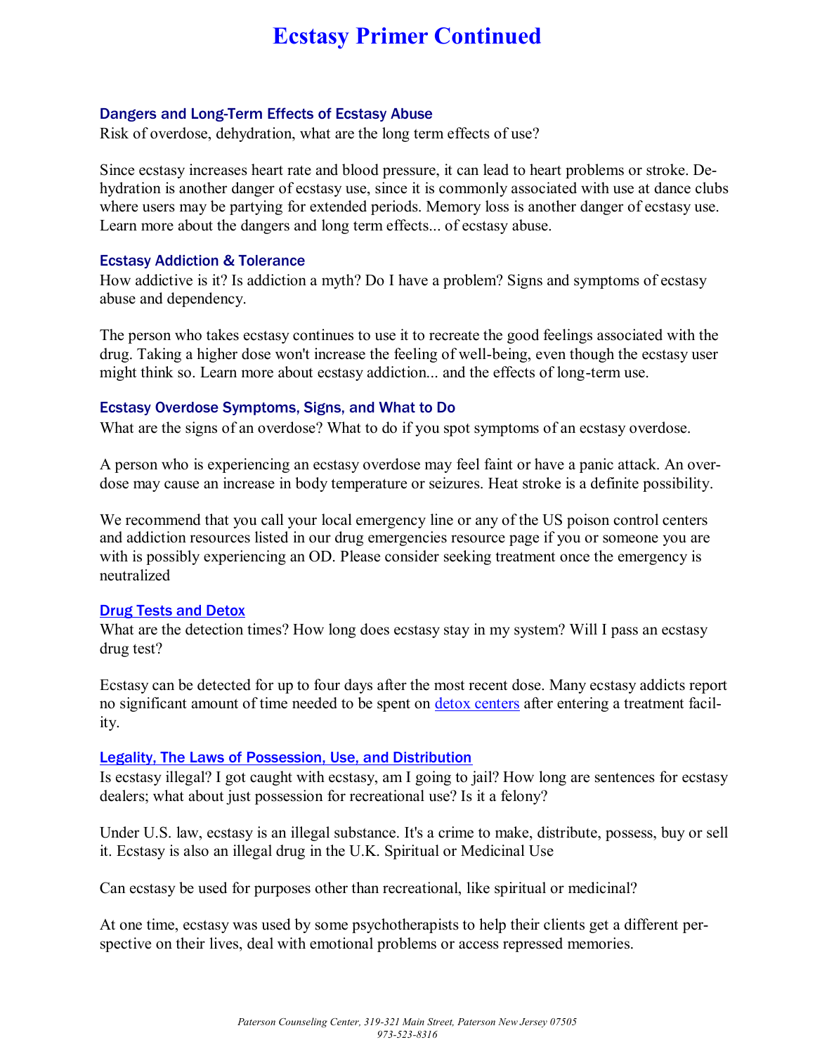# Ecstasy Primer Continued

### Dangers and Long-Term Effects of Ecstasy Abuse

Risk of overdose, dehydration, what are the long term effects of use?

Since ecstasy increases heart rate and blood pressure, it can lead to heart problems or stroke. Dehydration is another danger of ecstasy use, since it is commonly associated with use at dance clubs where users may be partying for extended periods. Memory loss is another danger of ecstasy use. Learn more about the dangers and long term effects... of ecstasy abuse.

### Ecstasy Addiction & Tolerance

How addictive is it? Is addiction a myth? Do I have a problem? Signs and symptoms of ecstasy abuse and dependency.

The person who takes ecstasy continues to use it to recreate the good feelings associated with the drug. Taking a higher dose won't increase the feeling of well-being, even though the ecstasy user might think so. Learn more about ecstasy addiction... and the effects of long-term use.

### Ecstasy Overdose Symptoms, Signs, and What to Do

What are the signs of an overdose? What to do if you spot symptoms of an ecstasy overdose.

A person who is experiencing an ecstasy overdose may feel faint or have a panic attack. An overdose may cause an increase in body temperature or seizures. Heat stroke is a definite possibility.

We recommend that you call your local emergency line or any of the US poison control centers and addiction resources listed in our drug emergencies resource page if you or someone you are with is possibly experiencing an OD. Please consider seeking treatment once the emergency is neutralized

### Drug Tests and Detox

What are the detection times? How long does ecstasy stay in my system? Will I pass an ecstasy drug test?

Ecstasy can be detected for up to four days after the most recent dose. Many ecstasy addicts report no significant amount of time needed to be spent on detox centers after entering a treatment facility.

### Legality, The Laws of Possession, Use, and Distribution

Is ecstasy illegal? I got caught with ecstasy, am I going to jail? How long are sentences for ecstasy dealers; what about just possession for recreational use? Is it a felony?

Under U.S. law, ecstasy is an illegal substance. It's a crime to make, distribute, possess, buy or sell it. Ecstasy is also an illegal drug in the U.K. Spiritual or Medicinal Use

Can ecstasy be used for purposes other than recreational, like spiritual or medicinal?

At one time, ecstasy was used by some psychotherapists to help their clients get a different perspective on their lives, deal with emotional problems or access repressed memories.